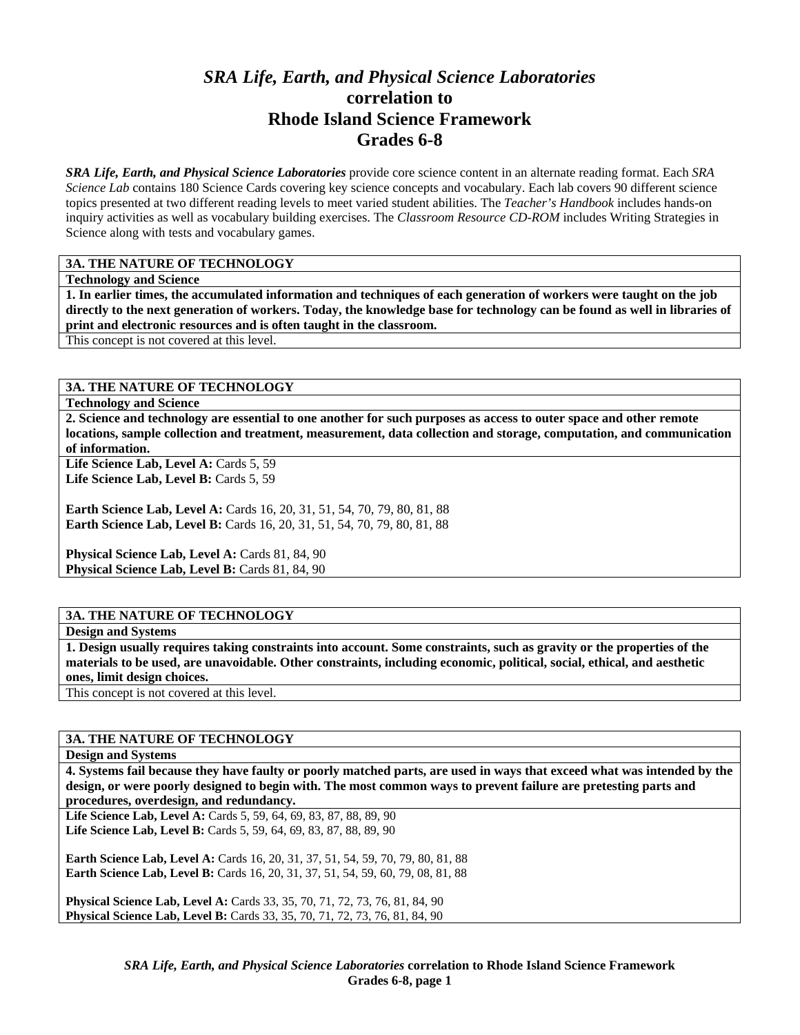# *SRA Life, Earth, and Physical Science Laboratories* correlation to Rhode Island Science Framework Grades 6-8

***SRA Life, Earth, and Physical Science Laboratories*** provide core science content in an alternate reading format. Each *SRA Science Lab* contains 180 Science Cards covering key science concepts and vocabulary. Each lab covers 90 different science topics presented at two different reading levels to meet varied student abilities. The *Teacher's Handbook* includes hands-on inquiry activities as well as vocabulary building exercises. The *Classroom Resource CD-ROM* includes Writing Strategies in Science along with tests and vocabulary games.

**3A. THE NATURE OF TECHNOLOGY**

**Technology and Science**

**1. In earlier times, the accumulated information and techniques of each generation of workers were taught on the job directly to the next generation of workers. Today, the knowledge base for technology can be found as well in libraries of print and electronic resources and is often taught in the classroom.**

This concept is not covered at this level.

**3A. THE NATURE OF TECHNOLOGY**

**Technology and Science**

**2. Science and technology are essential to one another for such purposes as access to outer space and other remote locations, sample collection and treatment, measurement, data collection and storage, computation, and communication of information.**

**Life Science Lab, Level A:** Cards 5, 59
**Life Science Lab, Level B:** Cards 5, 59

**Earth Science Lab, Level A:** Cards 16, 20, 31, 51, 54, 70, 79, 80, 81, 88
**Earth Science Lab, Level B:** Cards 16, 20, 31, 51, 54, 70, 79, 80, 81, 88

**Physical Science Lab, Level A:** Cards 81, 84, 90
**Physical Science Lab, Level B:** Cards 81, 84, 90

**3A. THE NATURE OF TECHNOLOGY**

**Design and Systems**

**1. Design usually requires taking constraints into account. Some constraints, such as gravity or the properties of the materials to be used, are unavoidable. Other constraints, including economic, political, social, ethical, and aesthetic ones, limit design choices.**

This concept is not covered at this level.

**3A. THE NATURE OF TECHNOLOGY**

**Design and Systems**

**4. Systems fail because they have faulty or poorly matched parts, are used in ways that exceed what was intended by the design, or were poorly designed to begin with. The most common ways to prevent failure are pretesting parts and procedures, overdesign, and redundancy.**

**Life Science Lab, Level A:** Cards 5, 59, 64, 69, 83, 87, 88, 89, 90
**Life Science Lab, Level B:** Cards 5, 59, 64, 69, 83, 87, 88, 89, 90

**Earth Science Lab, Level A:** Cards 16, 20, 31, 37, 51, 54, 59, 70, 79, 80, 81, 88
**Earth Science Lab, Level B:** Cards 16, 20, 31, 37, 51, 54, 59, 60, 79, 08, 81, 88

**Physical Science Lab, Level A:** Cards 33, 35, 70, 71, 72, 73, 76, 81, 84, 90
**Physical Science Lab, Level B:** Cards 33, 35, 70, 71, 72, 73, 76, 81, 84, 90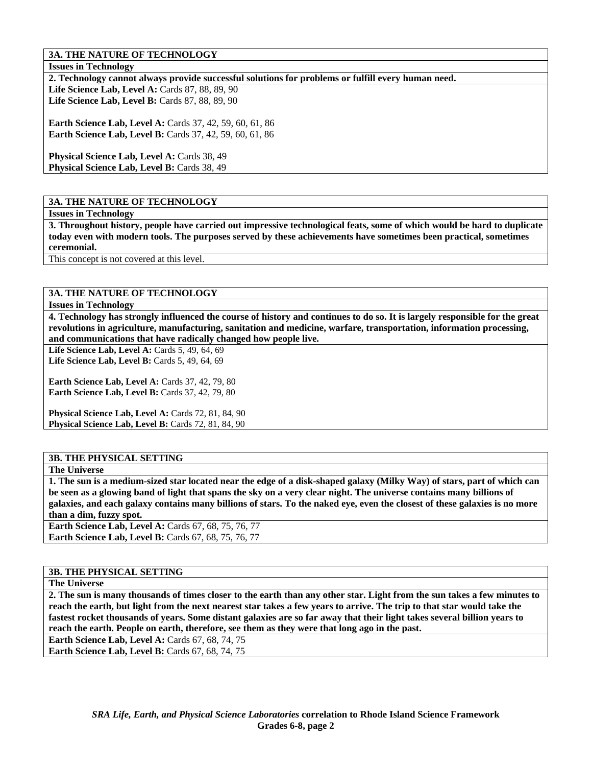**3A. THE NATURE OF TECHNOLOGY**

**Issues in Technology**

**2. Technology cannot always provide successful solutions for problems or fulfill every human need.**

**Life Science Lab, Level A:** Cards 87, 88, 89, 90
**Life Science Lab, Level B:** Cards 87, 88, 89, 90

**Earth Science Lab, Level A:** Cards 37, 42, 59, 60, 61, 86
**Earth Science Lab, Level B:** Cards 37, 42, 59, 60, 61, 86

**Physical Science Lab, Level A:** Cards 38, 49
**Physical Science Lab, Level B:** Cards 38, 49

**3A. THE NATURE OF TECHNOLOGY**

**Issues in Technology**

**3. Throughout history, people have carried out impressive technological feats, some of which would be hard to duplicate today even with modern tools. The purposes served by these achievements have sometimes been practical, sometimes ceremonial.**

This concept is not covered at this level.

**3A. THE NATURE OF TECHNOLOGY**

**Issues in Technology**

**4. Technology has strongly influenced the course of history and continues to do so. It is largely responsible for the great revolutions in agriculture, manufacturing, sanitation and medicine, warfare, transportation, information processing, and communications that have radically changed how people live.**

**Life Science Lab, Level A:** Cards 5, 49, 64, 69
**Life Science Lab, Level B:** Cards 5, 49, 64, 69

**Earth Science Lab, Level A:** Cards 37, 42, 79, 80
**Earth Science Lab, Level B:** Cards 37, 42, 79, 80

**Physical Science Lab, Level A:** Cards 72, 81, 84, 90
**Physical Science Lab, Level B:** Cards 72, 81, 84, 90

**3B. THE PHYSICAL SETTING**

**The Universe**

**1. The sun is a medium-sized star located near the edge of a disk-shaped galaxy (Milky Way) of stars, part of which can be seen as a glowing band of light that spans the sky on a very clear night. The universe contains many billions of galaxies, and each galaxy contains many billions of stars. To the naked eye, even the closest of these galaxies is no more than a dim, fuzzy spot.**

**Earth Science Lab, Level A:** Cards 67, 68, 75, 76, 77
**Earth Science Lab, Level B:** Cards 67, 68, 75, 76, 77

**3B. THE PHYSICAL SETTING**

**The Universe**

**2. The sun is many thousands of times closer to the earth than any other star. Light from the sun takes a few minutes to reach the earth, but light from the next nearest star takes a few years to arrive. The trip to that star would take the fastest rocket thousands of years. Some distant galaxies are so far away that their light takes several billion years to reach the earth. People on earth, therefore, see them as they were that long ago in the past.**

**Earth Science Lab, Level A:** Cards 67, 68, 74, 75
**Earth Science Lab, Level B:** Cards 67, 68, 74, 75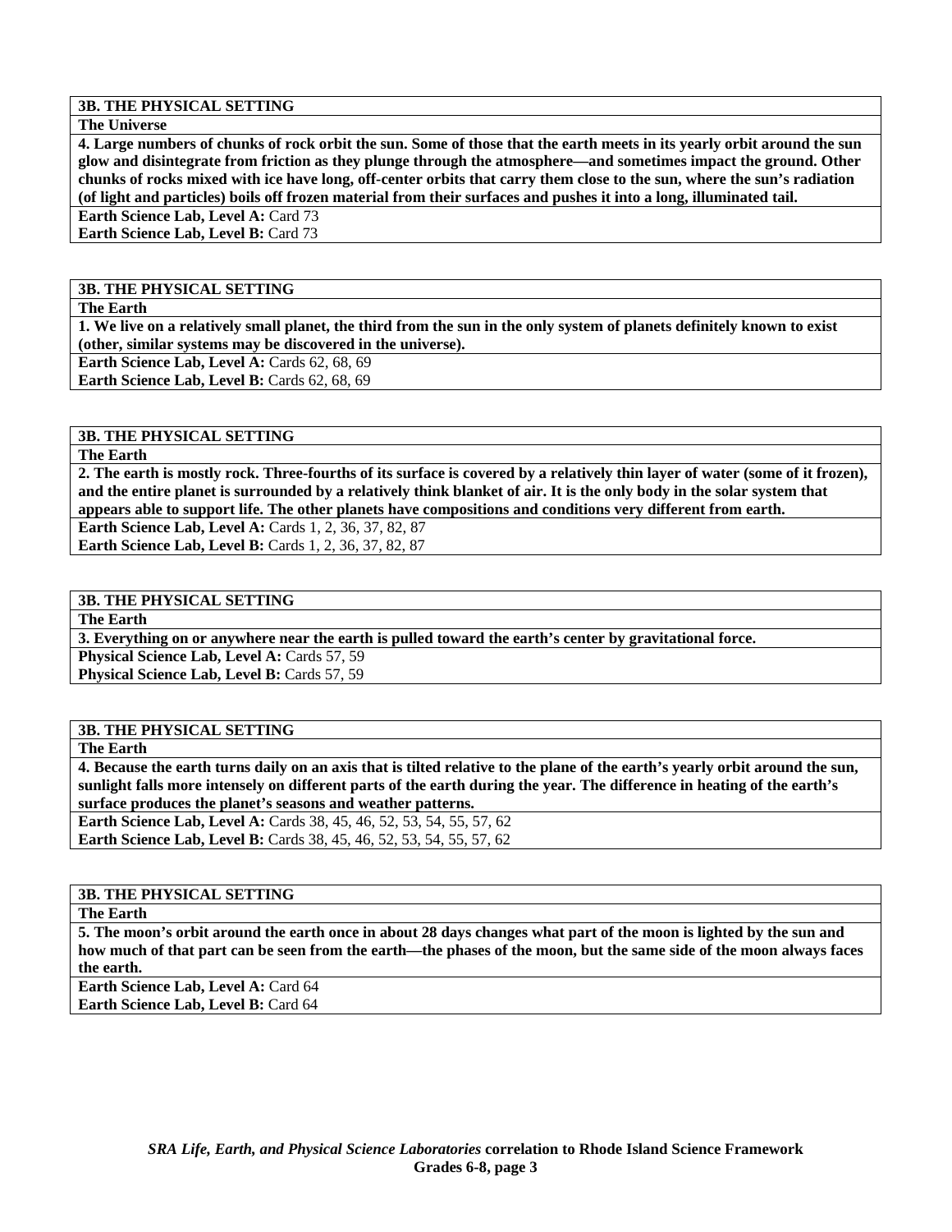**3B. THE PHYSICAL SETTING**

**The Universe**

**4. Large numbers of chunks of rock orbit the sun. Some of those that the earth meets in its yearly orbit around the sun glow and disintegrate from friction as they plunge through the atmosphere—and sometimes impact the ground. Other chunks of rocks mixed with ice have long, off-center orbits that carry them close to the sun, where the sun's radiation (of light and particles) boils off frozen material from their surfaces and pushes it into a long, illuminated tail.**

**Earth Science Lab, Level A:** Card 73
**Earth Science Lab, Level B:** Card 73

**3B. THE PHYSICAL SETTING**

**The Earth**

**1. We live on a relatively small planet, the third from the sun in the only system of planets definitely known to exist (other, similar systems may be discovered in the universe).**

**Earth Science Lab, Level A:** Cards 62, 68, 69
**Earth Science Lab, Level B:** Cards 62, 68, 69

**3B. THE PHYSICAL SETTING**

**The Earth**

**2. The earth is mostly rock. Three-fourths of its surface is covered by a relatively thin layer of water (some of it frozen), and the entire planet is surrounded by a relatively think blanket of air. It is the only body in the solar system that appears able to support life. The other planets have compositions and conditions very different from earth.**

**Earth Science Lab, Level A:** Cards 1, 2, 36, 37, 82, 87
**Earth Science Lab, Level B:** Cards 1, 2, 36, 37, 82, 87

**3B. THE PHYSICAL SETTING**

**The Earth**

**3. Everything on or anywhere near the earth is pulled toward the earth's center by gravitational force.**

**Physical Science Lab, Level A:** Cards 57, 59
**Physical Science Lab, Level B:** Cards 57, 59

**3B. THE PHYSICAL SETTING**

**The Earth**

**4. Because the earth turns daily on an axis that is tilted relative to the plane of the earth's yearly orbit around the sun, sunlight falls more intensely on different parts of the earth during the year. The difference in heating of the earth's surface produces the planet's seasons and weather patterns.**

**Earth Science Lab, Level A:** Cards 38, 45, 46, 52, 53, 54, 55, 57, 62
**Earth Science Lab, Level B:** Cards 38, 45, 46, 52, 53, 54, 55, 57, 62

**3B. THE PHYSICAL SETTING**

**The Earth**

**5. The moon's orbit around the earth once in about 28 days changes what part of the moon is lighted by the sun and how much of that part can be seen from the earth—the phases of the moon, but the same side of the moon always faces the earth.**

**Earth Science Lab, Level A:** Card 64
**Earth Science Lab, Level B:** Card 64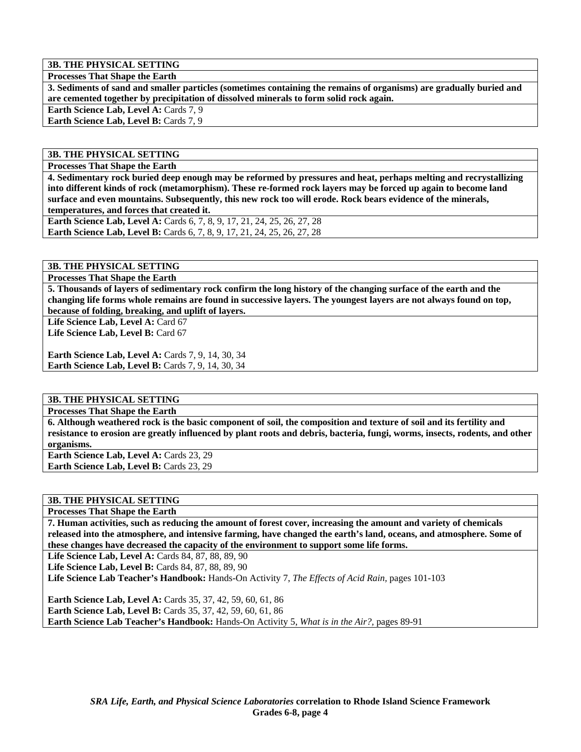**3B. THE PHYSICAL SETTING**

**Processes That Shape the Earth**

**3. Sediments of sand and smaller particles (sometimes containing the remains of organisms) are gradually buried and are cemented together by precipitation of dissolved minerals to form solid rock again.**

**Earth Science Lab, Level A:** Cards 7, 9
**Earth Science Lab, Level B:** Cards 7, 9

**3B. THE PHYSICAL SETTING**

**Processes That Shape the Earth**

**4. Sedimentary rock buried deep enough may be reformed by pressures and heat, perhaps melting and recrystallizing into different kinds of rock (metamorphism). These re-formed rock layers may be forced up again to become land surface and even mountains. Subsequently, this new rock too will erode. Rock bears evidence of the minerals, temperatures, and forces that created it.**

**Earth Science Lab, Level A:** Cards 6, 7, 8, 9, 17, 21, 24, 25, 26, 27, 28
**Earth Science Lab, Level B:** Cards 6, 7, 8, 9, 17, 21, 24, 25, 26, 27, 28

**3B. THE PHYSICAL SETTING**

**Processes That Shape the Earth**

**5. Thousands of layers of sedimentary rock confirm the long history of the changing surface of the earth and the changing life forms whole remains are found in successive layers. The youngest layers are not always found on top, because of folding, breaking, and uplift of layers.**

**Life Science Lab, Level A:** Card 67
**Life Science Lab, Level B:** Card 67

**Earth Science Lab, Level A:** Cards 7, 9, 14, 30, 34
**Earth Science Lab, Level B:** Cards 7, 9, 14, 30, 34

**3B. THE PHYSICAL SETTING**

**Processes That Shape the Earth**

**6. Although weathered rock is the basic component of soil, the composition and texture of soil and its fertility and resistance to erosion are greatly influenced by plant roots and debris, bacteria, fungi, worms, insects, rodents, and other organisms.**

**Earth Science Lab, Level A:** Cards 23, 29
**Earth Science Lab, Level B:** Cards 23, 29

**3B. THE PHYSICAL SETTING**

**Processes That Shape the Earth**

**7. Human activities, such as reducing the amount of forest cover, increasing the amount and variety of chemicals released into the atmosphere, and intensive farming, have changed the earth's land, oceans, and atmosphere. Some of these changes have decreased the capacity of the environment to support some life forms.**

**Life Science Lab, Level A:** Cards 84, 87, 88, 89, 90
**Life Science Lab, Level B:** Cards 84, 87, 88, 89, 90
**Life Science Lab Teacher's Handbook:** Hands-On Activity 7, *The Effects of Acid Rain,* pages 101-103

**Earth Science Lab, Level A:** Cards 35, 37, 42, 59, 60, 61, 86
**Earth Science Lab, Level B:** Cards 35, 37, 42, 59, 60, 61, 86
**Earth Science Lab Teacher's Handbook:** Hands-On Activity 5, *What is in the Air?,* pages 89-91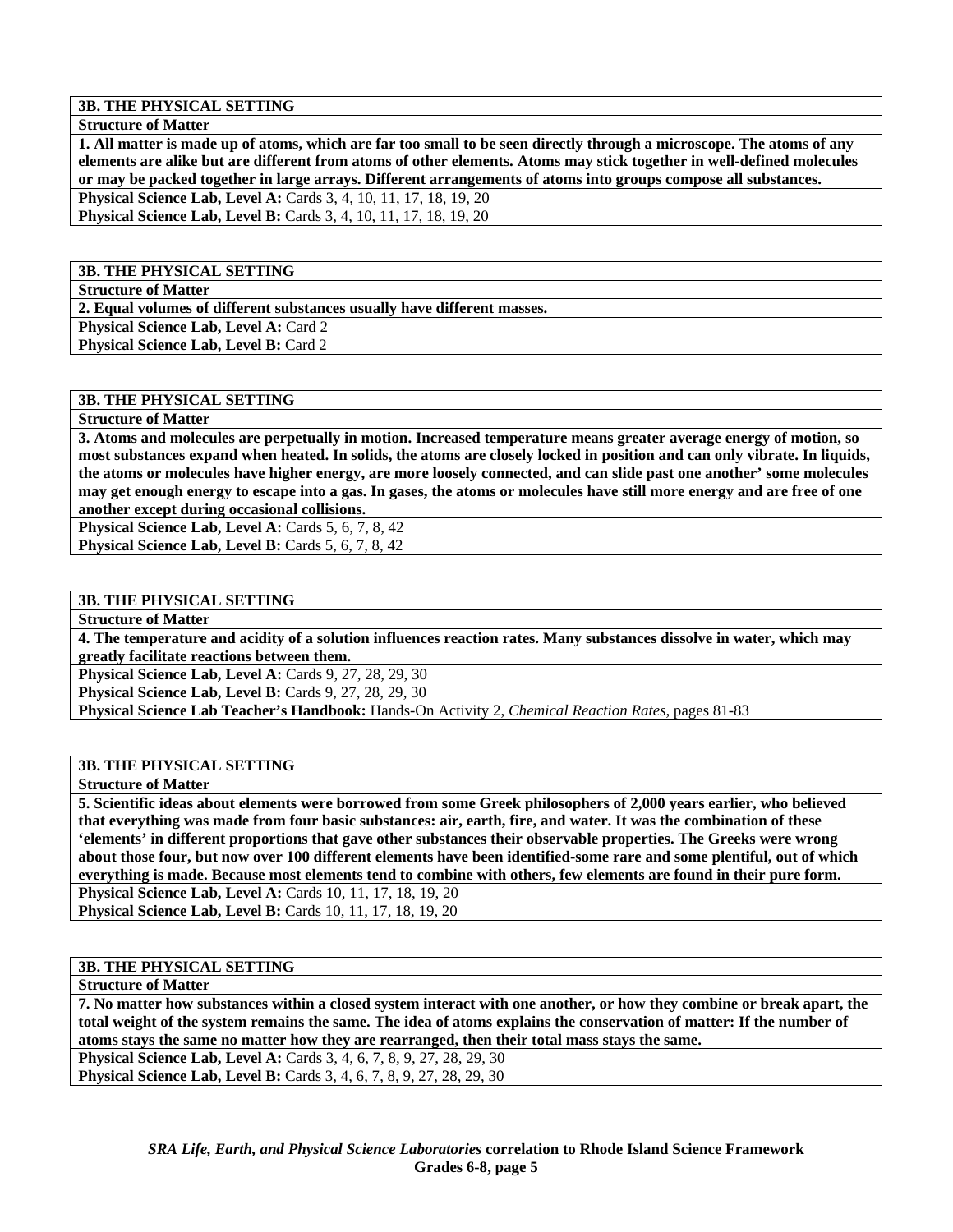**3B. THE PHYSICAL SETTING**

**Structure of Matter**

**1. All matter is made up of atoms, which are far too small to be seen directly through a microscope. The atoms of any elements are alike but are different from atoms of other elements. Atoms may stick together in well-defined molecules or may be packed together in large arrays. Different arrangements of atoms into groups compose all substances.**

**Physical Science Lab, Level A:** Cards 3, 4, 10, 11, 17, 18, 19, 20
**Physical Science Lab, Level B:** Cards 3, 4, 10, 11, 17, 18, 19, 20

**3B. THE PHYSICAL SETTING**

**Structure of Matter**

**2. Equal volumes of different substances usually have different masses.**

**Physical Science Lab, Level A:** Card 2
**Physical Science Lab, Level B:** Card 2

**3B. THE PHYSICAL SETTING**

**Structure of Matter**

**3. Atoms and molecules are perpetually in motion. Increased temperature means greater average energy of motion, so most substances expand when heated. In solids, the atoms are closely locked in position and can only vibrate. In liquids, the atoms or molecules have higher energy, are more loosely connected, and can slide past one another' some molecules may get enough energy to escape into a gas. In gases, the atoms or molecules have still more energy and are free of one another except during occasional collisions.**

**Physical Science Lab, Level A:** Cards 5, 6, 7, 8, 42
**Physical Science Lab, Level B:** Cards 5, 6, 7, 8, 42

**3B. THE PHYSICAL SETTING**

**Structure of Matter**

**4. The temperature and acidity of a solution influences reaction rates. Many substances dissolve in water, which may greatly facilitate reactions between them.**

**Physical Science Lab, Level A:** Cards 9, 27, 28, 29, 30
**Physical Science Lab, Level B:** Cards 9, 27, 28, 29, 30
**Physical Science Lab Teacher's Handbook:** Hands-On Activity 2, *Chemical Reaction Rates,* pages 81-83

**3B. THE PHYSICAL SETTING**

**Structure of Matter**

**5. Scientific ideas about elements were borrowed from some Greek philosophers of 2,000 years earlier, who believed that everything was made from four basic substances: air, earth, fire, and water. It was the combination of these 'elements' in different proportions that gave other substances their observable properties. The Greeks were wrong about those four, but now over 100 different elements have been identified-some rare and some plentiful, out of which everything is made. Because most elements tend to combine with others, few elements are found in their pure form.**

**Physical Science Lab, Level A:** Cards 10, 11, 17, 18, 19, 20
**Physical Science Lab, Level B:** Cards 10, 11, 17, 18, 19, 20

**3B. THE PHYSICAL SETTING**

**Structure of Matter**

**7. No matter how substances within a closed system interact with one another, or how they combine or break apart, the total weight of the system remains the same. The idea of atoms explains the conservation of matter: If the number of atoms stays the same no matter how they are rearranged, then their total mass stays the same.**

**Physical Science Lab, Level A:** Cards 3, 4, 6, 7, 8, 9, 27, 28, 29, 30
**Physical Science Lab, Level B:** Cards 3, 4, 6, 7, 8, 9, 27, 28, 29, 30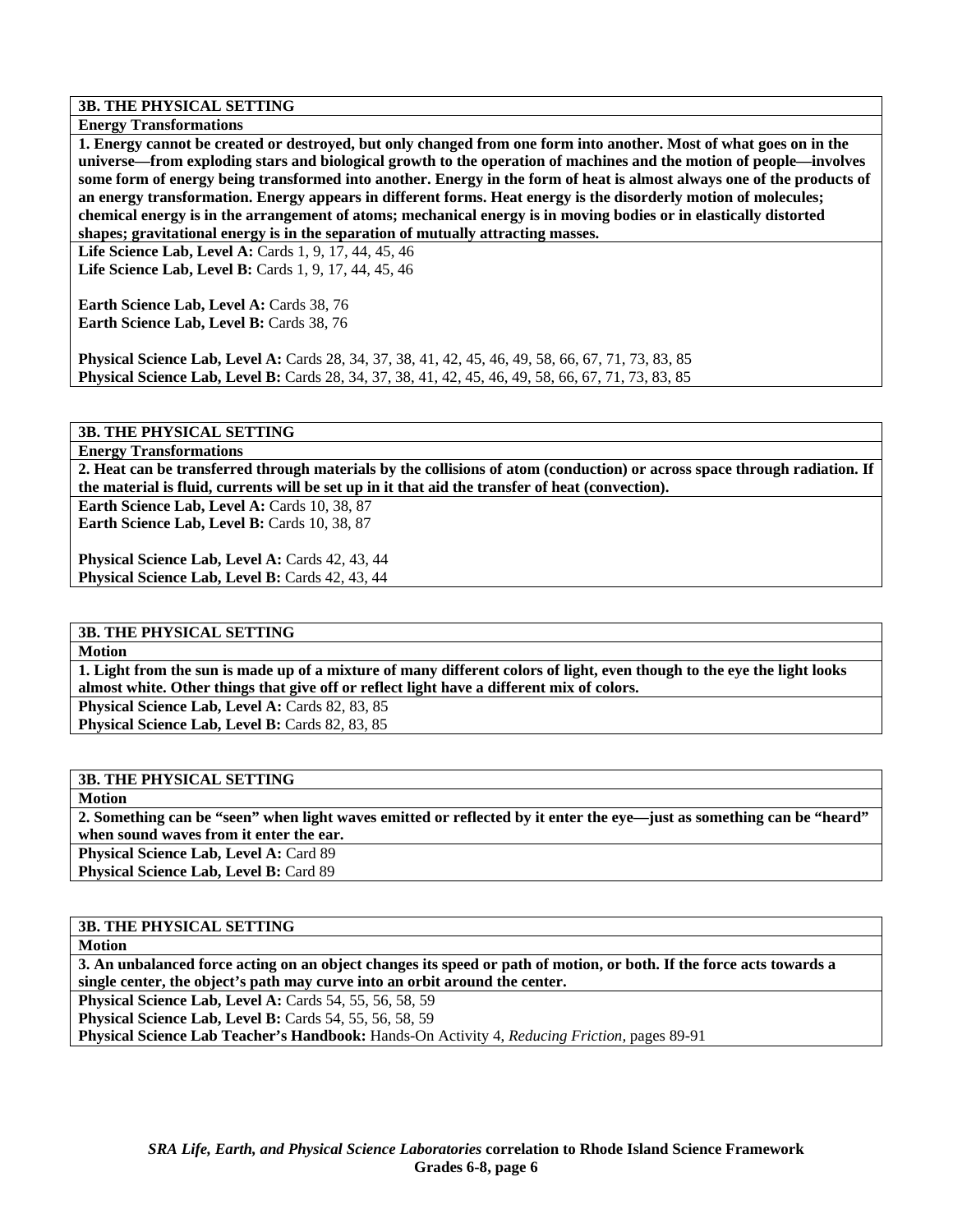**3B. THE PHYSICAL SETTING**

**Energy Transformations**

**1. Energy cannot be created or destroyed, but only changed from one form into another. Most of what goes on in the universe—from exploding stars and biological growth to the operation of machines and the motion of people—involves some form of energy being transformed into another. Energy in the form of heat is almost always one of the products of an energy transformation. Energy appears in different forms. Heat energy is the disorderly motion of molecules; chemical energy is in the arrangement of atoms; mechanical energy is in moving bodies or in elastically distorted shapes; gravitational energy is in the separation of mutually attracting masses.**

**Life Science Lab, Level A:** Cards 1, 9, 17, 44, 45, 46
**Life Science Lab, Level B:** Cards 1, 9, 17, 44, 45, 46

**Earth Science Lab, Level A:** Cards 38, 76
**Earth Science Lab, Level B:** Cards 38, 76

**Physical Science Lab, Level A:** Cards 28, 34, 37, 38, 41, 42, 45, 46, 49, 58, 66, 67, 71, 73, 83, 85
**Physical Science Lab, Level B:** Cards 28, 34, 37, 38, 41, 42, 45, 46, 49, 58, 66, 67, 71, 73, 83, 85

**3B. THE PHYSICAL SETTING**

**Energy Transformations**

**2. Heat can be transferred through materials by the collisions of atom (conduction) or across space through radiation. If the material is fluid, currents will be set up in it that aid the transfer of heat (convection).**

**Earth Science Lab, Level A:** Cards 10, 38, 87
**Earth Science Lab, Level B:** Cards 10, 38, 87

**Physical Science Lab, Level A:** Cards 42, 43, 44
**Physical Science Lab, Level B:** Cards 42, 43, 44

**3B. THE PHYSICAL SETTING**

**Motion**

**1. Light from the sun is made up of a mixture of many different colors of light, even though to the eye the light looks almost white. Other things that give off or reflect light have a different mix of colors.**

**Physical Science Lab, Level A:** Cards 82, 83, 85
**Physical Science Lab, Level B:** Cards 82, 83, 85

**3B. THE PHYSICAL SETTING**

**Motion**

**2. Something can be "seen" when light waves emitted or reflected by it enter the eye—just as something can be "heard" when sound waves from it enter the ear.**

**Physical Science Lab, Level A:** Card 89
**Physical Science Lab, Level B:** Card 89

**3B. THE PHYSICAL SETTING**

**Motion**

**3. An unbalanced force acting on an object changes its speed or path of motion, or both. If the force acts towards a single center, the object's path may curve into an orbit around the center.**

**Physical Science Lab, Level A:** Cards 54, 55, 56, 58, 59
**Physical Science Lab, Level B:** Cards 54, 55, 56, 58, 59
**Physical Science Lab Teacher's Handbook:** Hands-On Activity 4, *Reducing Friction,* pages 89-91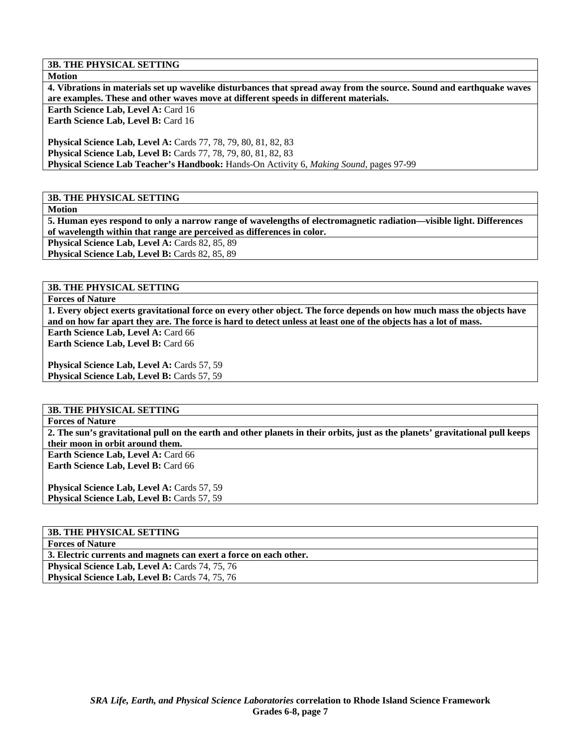**3B. THE PHYSICAL SETTING**

**Motion**

**4. Vibrations in materials set up wavelike disturbances that spread away from the source. Sound and earthquake waves are examples. These and other waves move at different speeds in different materials.**

**Earth Science Lab, Level A:** Card 16
**Earth Science Lab, Level B:** Card 16

**Physical Science Lab, Level A:** Cards 77, 78, 79, 80, 81, 82, 83
**Physical Science Lab, Level B:** Cards 77, 78, 79, 80, 81, 82, 83
**Physical Science Lab Teacher's Handbook:** Hands-On Activity 6, *Making Sound*, pages 97-99

**3B. THE PHYSICAL SETTING**

**Motion**

**5. Human eyes respond to only a narrow range of wavelengths of electromagnetic radiation—visible light. Differences of wavelength within that range are perceived as differences in color.**

**Physical Science Lab, Level A:** Cards 82, 85, 89
**Physical Science Lab, Level B:** Cards 82, 85, 89

**3B. THE PHYSICAL SETTING**

**Forces of Nature**

**1. Every object exerts gravitational force on every other object. The force depends on how much mass the objects have and on how far apart they are. The force is hard to detect unless at least one of the objects has a lot of mass.**

**Earth Science Lab, Level A:** Card 66
**Earth Science Lab, Level B:** Card 66

**Physical Science Lab, Level A:** Cards 57, 59
**Physical Science Lab, Level B:** Cards 57, 59

**3B. THE PHYSICAL SETTING**

**Forces of Nature**

**2. The sun's gravitational pull on the earth and other planets in their orbits, just as the planets' gravitational pull keeps their moon in orbit around them.**

**Earth Science Lab, Level A:** Card 66
**Earth Science Lab, Level B:** Card 66

**Physical Science Lab, Level A:** Cards 57, 59
**Physical Science Lab, Level B:** Cards 57, 59

**3B. THE PHYSICAL SETTING**

**Forces of Nature**

**3. Electric currents and magnets can exert a force on each other.**

**Physical Science Lab, Level A:** Cards 74, 75, 76
**Physical Science Lab, Level B:** Cards 74, 75, 76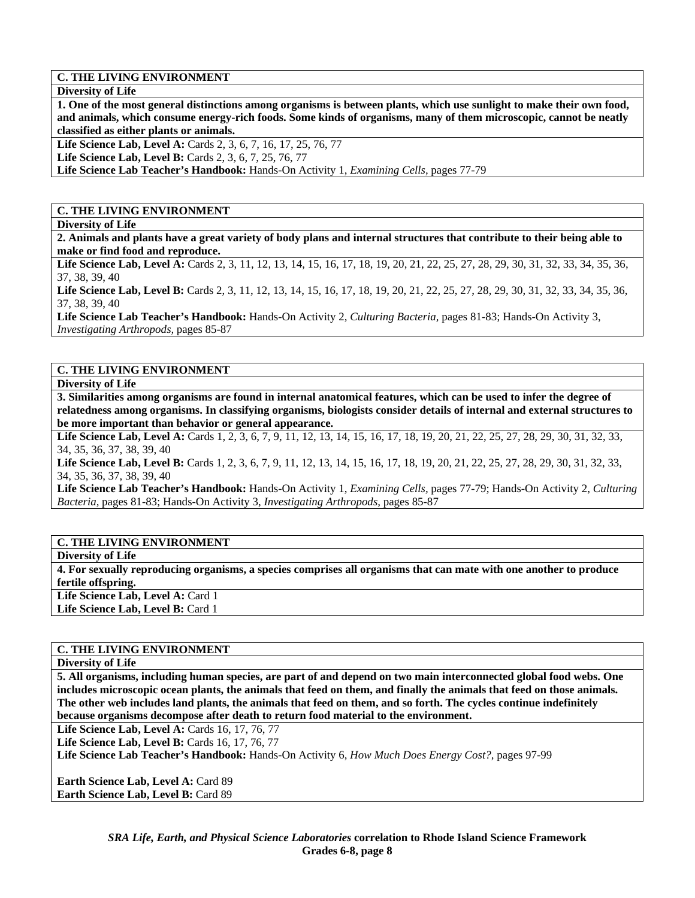**C. THE LIVING ENVIRONMENT**

**Diversity of Life**

**1. One of the most general distinctions among organisms is between plants, which use sunlight to make their own food, and animals, which consume energy-rich foods. Some kinds of organisms, many of them microscopic, cannot be neatly classified as either plants or animals.**

**Life Science Lab, Level A:** Cards 2, 3, 6, 7, 16, 17, 25, 76, 77
**Life Science Lab, Level B:** Cards 2, 3, 6, 7, 25, 76, 77
**Life Science Lab Teacher's Handbook:** Hands-On Activity 1, *Examining Cells,* pages 77-79

**C. THE LIVING ENVIRONMENT**

**Diversity of Life**

**2. Animals and plants have a great variety of body plans and internal structures that contribute to their being able to make or find food and reproduce.**

**Life Science Lab, Level A:** Cards 2, 3, 11, 12, 13, 14, 15, 16, 17, 18, 19, 20, 21, 22, 25, 27, 28, 29, 30, 31, 32, 33, 34, 35, 36, 37, 38, 39, 40
**Life Science Lab, Level B:** Cards 2, 3, 11, 12, 13, 14, 15, 16, 17, 18, 19, 20, 21, 22, 25, 27, 28, 29, 30, 31, 32, 33, 34, 35, 36, 37, 38, 39, 40
**Life Science Lab Teacher's Handbook:** Hands-On Activity 2, *Culturing Bacteria,* pages 81-83; Hands-On Activity 3, *Investigating Arthropods,* pages 85-87

**C. THE LIVING ENVIRONMENT**

**Diversity of Life**

**3. Similarities among organisms are found in internal anatomical features, which can be used to infer the degree of relatedness among organisms. In classifying organisms, biologists consider details of internal and external structures to be more important than behavior or general appearance.**

**Life Science Lab, Level A:** Cards 1, 2, 3, 6, 7, 9, 11, 12, 13, 14, 15, 16, 17, 18, 19, 20, 21, 22, 25, 27, 28, 29, 30, 31, 32, 33, 34, 35, 36, 37, 38, 39, 40
**Life Science Lab, Level B:** Cards 1, 2, 3, 6, 7, 9, 11, 12, 13, 14, 15, 16, 17, 18, 19, 20, 21, 22, 25, 27, 28, 29, 30, 31, 32, 33, 34, 35, 36, 37, 38, 39, 40
**Life Science Lab Teacher's Handbook:** Hands-On Activity 1, *Examining Cells,* pages 77-79; Hands-On Activity 2, *Culturing Bacteria,* pages 81-83; Hands-On Activity 3, *Investigating Arthropods,* pages 85-87

**C. THE LIVING ENVIRONMENT**

**Diversity of Life**

**4. For sexually reproducing organisms, a species comprises all organisms that can mate with one another to produce fertile offspring.**

**Life Science Lab, Level A:** Card 1
**Life Science Lab, Level B:** Card 1

**C. THE LIVING ENVIRONMENT**

**Diversity of Life**

**5. All organisms, including human species, are part of and depend on two main interconnected global food webs. One includes microscopic ocean plants, the animals that feed on them, and finally the animals that feed on those animals. The other web includes land plants, the animals that feed on them, and so forth. The cycles continue indefinitely because organisms decompose after death to return food material to the environment.**

**Life Science Lab, Level A:** Cards 16, 17, 76, 77
**Life Science Lab, Level B:** Cards 16, 17, 76, 77
**Life Science Lab Teacher's Handbook:** Hands-On Activity 6, *How Much Does Energy Cost?,* pages 97-99

**Earth Science Lab, Level A:** Card 89
**Earth Science Lab, Level B:** Card 89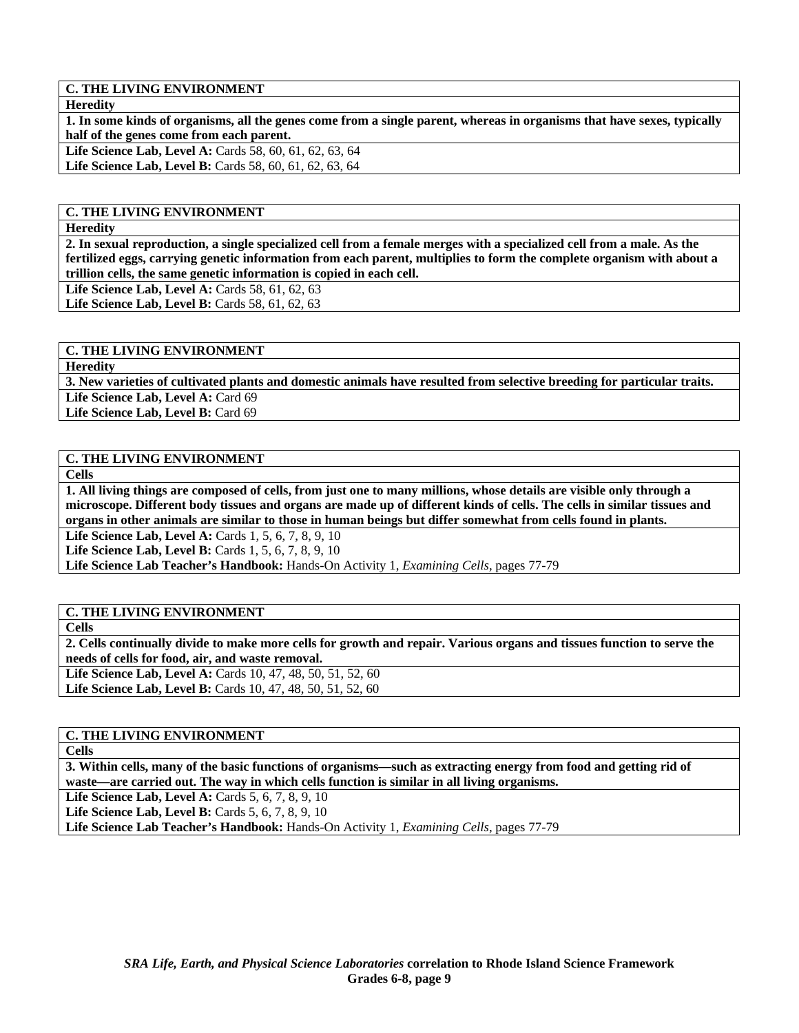| C. THE LIVING ENVIRONMENT |
|---|
| **Heredity** |
| **1. In some kinds of organisms, all the genes come from a single parent, whereas in organisms that have sexes, typically half of the genes come from each parent.** |
| **Life Science Lab, Level A:** Cards 58, 60, 61, 62, 63, 64<br>**Life Science Lab, Level B:** Cards 58, 60, 61, 62, 63, 64 |

| C. THE LIVING ENVIRONMENT |
|---|
| **Heredity** |
| **2. In sexual reproduction, a single specialized cell from a female merges with a specialized cell from a male. As the fertilized eggs, carrying genetic information from each parent, multiplies to form the complete organism with about a trillion cells, the same genetic information is copied in each cell.** |
| **Life Science Lab, Level A:** Cards 58, 61, 62, 63<br>**Life Science Lab, Level B:** Cards 58, 61, 62, 63 |

| C. THE LIVING ENVIRONMENT |
|---|
| **Heredity** |
| **3. New varieties of cultivated plants and domestic animals have resulted from selective breeding for particular traits.** |
| **Life Science Lab, Level A:** Card 69<br>**Life Science Lab, Level B:** Card 69 |

| C. THE LIVING ENVIRONMENT |
|---|
| **Cells** |
| **1. All living things are composed of cells, from just one to many millions, whose details are visible only through a microscope. Different body tissues and organs are made up of different kinds of cells. The cells in similar tissues and organs in other animals are similar to those in human beings but differ somewhat from cells found in plants.** |
| **Life Science Lab, Level A:** Cards 1, 5, 6, 7, 8, 9, 10<br>**Life Science Lab, Level B:** Cards 1, 5, 6, 7, 8, 9, 10<br>**Life Science Lab Teacher's Handbook:** Hands-On Activity 1, *Examining Cells,* pages 77-79 |

| C. THE LIVING ENVIRONMENT |
|---|
| **Cells** |
| **2. Cells continually divide to make more cells for growth and repair. Various organs and tissues function to serve the needs of cells for food, air, and waste removal.** |
| **Life Science Lab, Level A:** Cards 10, 47, 48, 50, 51, 52, 60<br>**Life Science Lab, Level B:** Cards 10, 47, 48, 50, 51, 52, 60 |

| C. THE LIVING ENVIRONMENT |
|---|
| **Cells** |
| **3. Within cells, many of the basic functions of organisms—such as extracting energy from food and getting rid of waste—are carried out. The way in which cells function is similar in all living organisms.** |
| **Life Science Lab, Level A:** Cards 5, 6, 7, 8, 9, 10<br>**Life Science Lab, Level B:** Cards 5, 6, 7, 8, 9, 10<br>**Life Science Lab Teacher's Handbook:** Hands-On Activity 1, *Examining Cells,* pages 77-79 |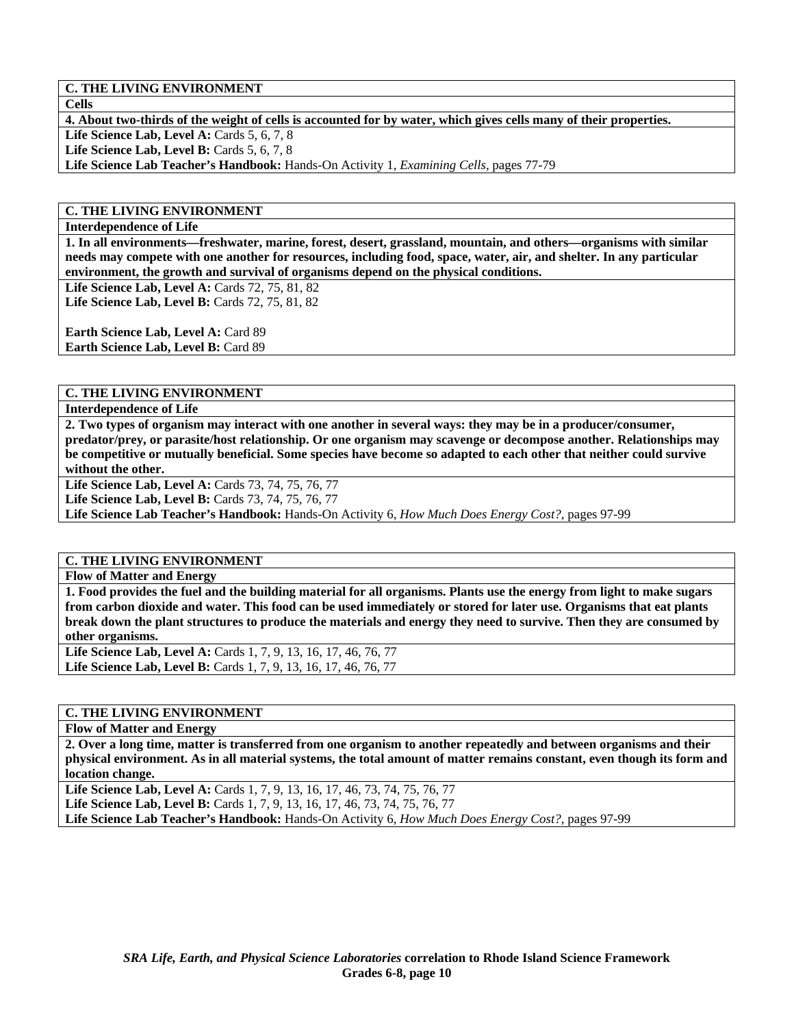**C. THE LIVING ENVIRONMENT**

**Cells**

**4. About two-thirds of the weight of cells is accounted for by water, which gives cells many of their properties.**

**Life Science Lab, Level A:** Cards 5, 6, 7, 8
**Life Science Lab, Level B:** Cards 5, 6, 7, 8
**Life Science Lab Teacher's Handbook:** Hands-On Activity 1, *Examining Cells*, pages 77-79

**C. THE LIVING ENVIRONMENT**

**Interdependence of Life**

**1. In all environments—freshwater, marine, forest, desert, grassland, mountain, and others—organisms with similar needs may compete with one another for resources, including food, space, water, air, and shelter. In any particular environment, the growth and survival of organisms depend on the physical conditions.**

**Life Science Lab, Level A:** Cards 72, 75, 81, 82
**Life Science Lab, Level B:** Cards 72, 75, 81, 82

**Earth Science Lab, Level A:** Card 89
**Earth Science Lab, Level B:** Card 89

**C. THE LIVING ENVIRONMENT**

**Interdependence of Life**

**2. Two types of organism may interact with one another in several ways: they may be in a producer/consumer, predator/prey, or parasite/host relationship. Or one organism may scavenge or decompose another. Relationships may be competitive or mutually beneficial. Some species have become so adapted to each other that neither could survive without the other.**

**Life Science Lab, Level A:** Cards 73, 74, 75, 76, 77
**Life Science Lab, Level B:** Cards 73, 74, 75, 76, 77
**Life Science Lab Teacher's Handbook:** Hands-On Activity 6, *How Much Does Energy Cost?*, pages 97-99

**C. THE LIVING ENVIRONMENT**

**Flow of Matter and Energy**

**1. Food provides the fuel and the building material for all organisms. Plants use the energy from light to make sugars from carbon dioxide and water. This food can be used immediately or stored for later use. Organisms that eat plants break down the plant structures to produce the materials and energy they need to survive. Then they are consumed by other organisms.**

**Life Science Lab, Level A:** Cards 1, 7, 9, 13, 16, 17, 46, 76, 77
**Life Science Lab, Level B:** Cards 1, 7, 9, 13, 16, 17, 46, 76, 77

**C. THE LIVING ENVIRONMENT**

**Flow of Matter and Energy**

**2. Over a long time, matter is transferred from one organism to another repeatedly and between organisms and their physical environment. As in all material systems, the total amount of matter remains constant, even though its form and location change.**

**Life Science Lab, Level A:** Cards 1, 7, 9, 13, 16, 17, 46, 73, 74, 75, 76, 77
**Life Science Lab, Level B:** Cards 1, 7, 9, 13, 16, 17, 46, 73, 74, 75, 76, 77
**Life Science Lab Teacher's Handbook:** Hands-On Activity 6, *How Much Does Energy Cost?*, pages 97-99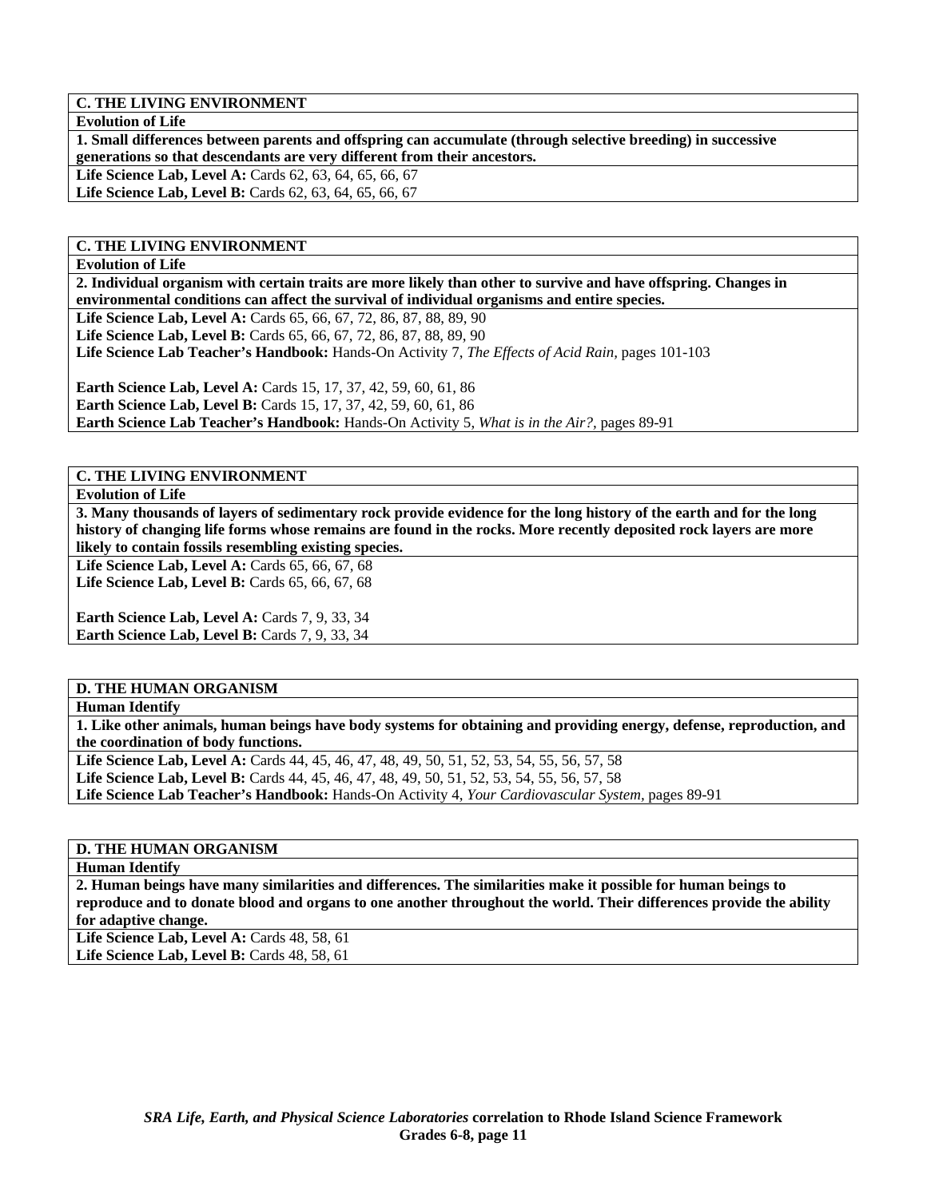**C. THE LIVING ENVIRONMENT**

**Evolution of Life**

**1. Small differences between parents and offspring can accumulate (through selective breeding) in successive generations so that descendants are very different from their ancestors.**

**Life Science Lab, Level A:** Cards 62, 63, 64, 65, 66, 67
**Life Science Lab, Level B:** Cards 62, 63, 64, 65, 66, 67

**C. THE LIVING ENVIRONMENT**

**Evolution of Life**

**2. Individual organism with certain traits are more likely than other to survive and have offspring. Changes in environmental conditions can affect the survival of individual organisms and entire species.**

**Life Science Lab, Level A:** Cards 65, 66, 67, 72, 86, 87, 88, 89, 90
**Life Science Lab, Level B:** Cards 65, 66, 67, 72, 86, 87, 88, 89, 90
**Life Science Lab Teacher's Handbook:** Hands-On Activity 7, *The Effects of Acid Rain,* pages 101-103

**Earth Science Lab, Level A:** Cards 15, 17, 37, 42, 59, 60, 61, 86
**Earth Science Lab, Level B:** Cards 15, 17, 37, 42, 59, 60, 61, 86
**Earth Science Lab Teacher's Handbook:** Hands-On Activity 5, *What is in the Air?,* pages 89-91

**C. THE LIVING ENVIRONMENT**

**Evolution of Life**

**3. Many thousands of layers of sedimentary rock provide evidence for the long history of the earth and for the long history of changing life forms whose remains are found in the rocks. More recently deposited rock layers are more likely to contain fossils resembling existing species.**

**Life Science Lab, Level A:** Cards 65, 66, 67, 68
**Life Science Lab, Level B:** Cards 65, 66, 67, 68

**Earth Science Lab, Level A:** Cards 7, 9, 33, 34
**Earth Science Lab, Level B:** Cards 7, 9, 33, 34

**D. THE HUMAN ORGANISM**

**Human Identify**

**1. Like other animals, human beings have body systems for obtaining and providing energy, defense, reproduction, and the coordination of body functions.**

**Life Science Lab, Level A:** Cards 44, 45, 46, 47, 48, 49, 50, 51, 52, 53, 54, 55, 56, 57, 58
**Life Science Lab, Level B:** Cards 44, 45, 46, 47, 48, 49, 50, 51, 52, 53, 54, 55, 56, 57, 58
**Life Science Lab Teacher's Handbook:** Hands-On Activity 4, *Your Cardiovascular System,* pages 89-91

**D. THE HUMAN ORGANISM**

**Human Identify**

**2. Human beings have many similarities and differences. The similarities make it possible for human beings to reproduce and to donate blood and organs to one another throughout the world. Their differences provide the ability for adaptive change.**

**Life Science Lab, Level A:** Cards 48, 58, 61
**Life Science Lab, Level B:** Cards 48, 58, 61